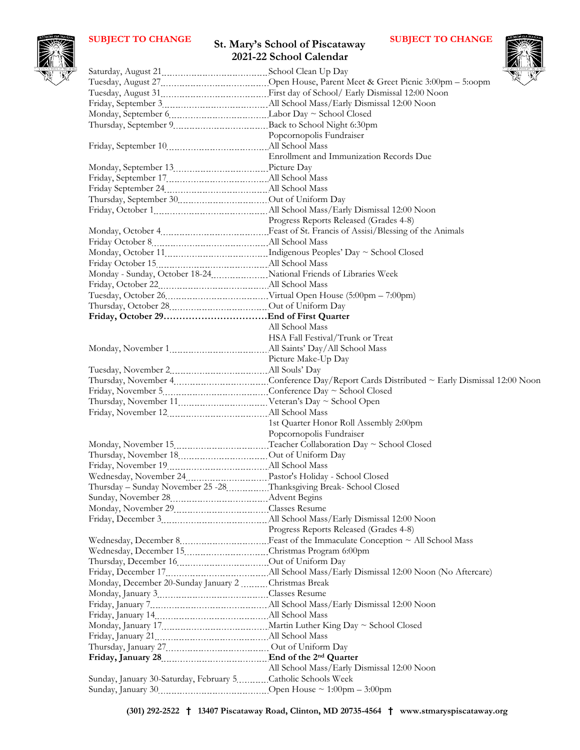**SUBJECT TO CHANGE** **SUBJECT TO CHANGE**

# St. Mary's School of Piscataway
## 2021-22 School Calendar

| Date | Event |
|---|---|
| Saturday, August 21 | School Clean Up Day |
| Tuesday, August 27 | Open House, Parent Meet & Greet Picnic 3:00pm – 5:oopm |
| Tuesday, August 31 | First day of School/ Early Dismissal 12:00 Noon |
| Friday, September 3 | All School Mass/Early Dismissal 12:00 Noon |
| Monday, September 6 | Labor Day ~ School Closed |
| Thursday, September 9 | Back to School Night 6:30pm |
| | Popcornopolis Fundraiser |
| Friday, September 10 | All School Mass |
| | Enrollment and Immunization Records Due |
| Monday, September 13 | Picture Day |
| Friday, September 17 | All School Mass |
| Friday September 24 | All School Mass |
| Thursday, September 30 | Out of Uniform Day |
| Friday, October 1 | All School Mass/Early Dismissal 12:00 Noon |
| | Progress Reports Released (Grades 4-8) |
| Monday, October 4 | Feast of St. Francis of Assisi/Blessing of the Animals |
| Friday October 8 | All School Mass |
| Monday, October 11 | Indigenous Peoples' Day ~ School Closed |
| Friday October 15 | All School Mass |
| Monday - Sunday, October 18-24 | National Friends of Libraries Week |
| Friday, October 22 | All School Mass |
| Tuesday, October 26 | Virtual Open House (5:00pm – 7:00pm) |
| Thursday, October 28 | Out of Uniform Day |
| **Friday, October 29** | **End of First Quarter** |
| | All School Mass |
| | HSA Fall Festival/Trunk or Treat |
| Monday, November 1 | All Saints' Day/All School Mass |
| | Picture Make-Up Day |
| Tuesday, November 2 | All Souls' Day |
| Thursday, November 4 | Conference Day/Report Cards Distributed ~ Early Dismissal 12:00 Noon |
| Friday, November 5 | Conference Day ~ School Closed |
| Thursday, November 11 | Veteran's Day ~ School Open |
| Friday, November 12 | All School Mass |
| | 1st Quarter Honor Roll Assembly 2:00pm |
| | Popcornopolis Fundraiser |
| Monday, November 15 | Teacher Collaboration Day ~ School Closed |
| Thursday, November 18 | Out of Uniform Day |
| Friday, November 19 | All School Mass |
| Wednesday, November 24 | Pastor's Holiday - School Closed |
| Thursday – Sunday November 25 -28 | Thanksgiving Break- School Closed |
| Sunday, November 28 | Advent Begins |
| Monday, November 29 | Classes Resume |
| Friday, December 3 | All School Mass/Early Dismissal 12:00 Noon |
| | Progress Reports Released (Grades 4-8) |
| Wednesday, December 8 | Feast of the Immaculate Conception ~ All School Mass |
| Wednesday, December 15 | Christmas Program 6:00pm |
| Thursday, December 16 | Out of Uniform Day |
| Friday, December 17 | All School Mass/Early Dismissal 12:00 Noon (No Aftercare) |
| Monday, December 20-Sunday January 2 | Christmas Break |
| Monday, January 3 | Classes Resume |
| Friday, January 7 | All School Mass/Early Dismissal 12:00 Noon |
| Friday, January 14 | All School Mass |
| Monday, January 17 | Martin Luther King Day ~ School Closed |
| Friday, January 21 | All School Mass |
| Thursday, January 27 | Out of Uniform Day |
| **Friday, January 28** | **End of the 2nd Quarter** |
| | All School Mass/Early Dismissal 12:00 Noon |
| Sunday, January 30-Saturday, February 5 | Catholic Schools Week |
| Sunday, January 30 | Open House ~ 1:00pm – 3:00pm |

**(301) 292-2522 † 13407 Piscataway Road, Clinton, MD 20735-4564 † www.stmaryspiscataway.org**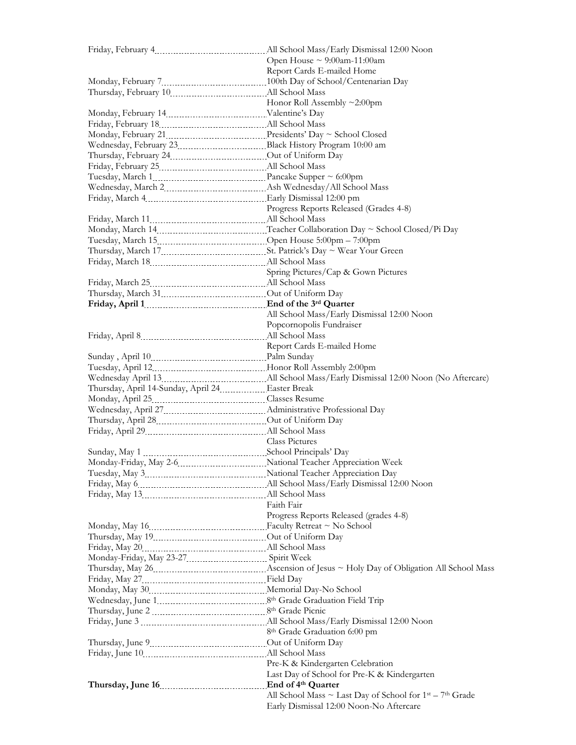| | |
|---|---|
| Friday, February 4 | All School Mass/Early Dismissal 12:00 Noon |
| | Open House ~ 9:00am-11:00am |
| | Report Cards E-mailed Home |
| Monday, February 7 | 100th Day of School/Centenarian Day |
| Thursday, February 10 | All School Mass |
| | Honor Roll Assembly ~2:00pm |
| Monday, February 14 | Valentine's Day |
| Friday, February 18 | All School Mass |
| Monday, February 21 | Presidents' Day ~ School Closed |
| Wednesday, February 23 | Black History Program 10:00 am |
| Thursday, February 24 | Out of Uniform Day |
| Friday, February 25 | All School Mass |
| Tuesday, March 1 | Pancake Supper ~ 6:00pm |
| Wednesday, March 2 | Ash Wednesday/All School Mass |
| Friday, March 4 | Early Dismissal 12:00 pm |
| | Progress Reports Released (Grades 4-8) |
| Friday, March 11 | All School Mass |
| Monday, March 14 | Teacher Collaboration Day ~ School Closed/Pi Day |
| Tuesday, March 15 | Open House 5:00pm – 7:00pm |
| Thursday, March 17 | St. Patrick's Day ~ Wear Your Green |
| Friday, March 18 | All School Mass |
| | Spring Pictures/Cap & Gown Pictures |
| Friday, March 25 | All School Mass |
| Thursday, March 31 | Out of Uniform Day |
| **Friday, April 1** | **End of the 3rd Quarter** |
| | All School Mass/Early Dismissal 12:00 Noon |
| | Popcornopolis Fundraiser |
| Friday, April 8 | All School Mass |
| | Report Cards E-mailed Home |
| Sunday , April 10 | Palm Sunday |
| Tuesday, April 12 | Honor Roll Assembly 2:00pm |
| Wednesday April 13 | All School Mass/Early Dismissal 12:00 Noon (No Aftercare) |
| Thursday, April 14-Sunday, April 24 | Easter Break |
| Monday, April 25 | Classes Resume |
| Wednesday, April 27 | Administrative Professional Day |
| Thursday, April 28 | Out of Uniform Day |
| Friday, April 29 | All School Mass |
| | Class Pictures |
| Sunday, May 1 | School Principals' Day |
| Monday-Friday, May 2-6 | National Teacher Appreciation Week |
| Tuesday, May 3 | National Teacher Appreciation Day |
| Friday, May 6 | All School Mass/Early Dismissal 12:00 Noon |
| Friday, May 13 | All School Mass |
| | Faith Fair |
| | Progress Reports Released (grades 4-8) |
| Monday, May 16 | Faculty Retreat ~ No School |
| Thursday, May 19 | Out of Uniform Day |
| Friday, May 20 | All School Mass |
| Monday-Friday, May 23-27 | Spirit Week |
| Thursday, May 26 | Ascension of Jesus ~ Holy Day of Obligation All School Mass |
| Friday, May 27 | Field Day |
| Monday, May 30 | Memorial Day-No School |
| Wednesday, June 1 | 8th Grade Graduation Field Trip |
| Thursday, June 2 | 8th Grade Picnic |
| Friday, June 3 | All School Mass/Early Dismissal 12:00 Noon |
| | 8th Grade Graduation 6:00 pm |
| Thursday, June 9 | Out of Uniform Day |
| Friday, June 10 | All School Mass |
| | Pre-K & Kindergarten Celebration |
| | Last Day of School for Pre-K & Kindergarten |
| **Thursday, June 16** | **End of 4th Quarter** |
| | All School Mass ~ Last Day of School for 1st – 7th Grade |
| | Early Dismissal 12:00 Noon-No Aftercare |